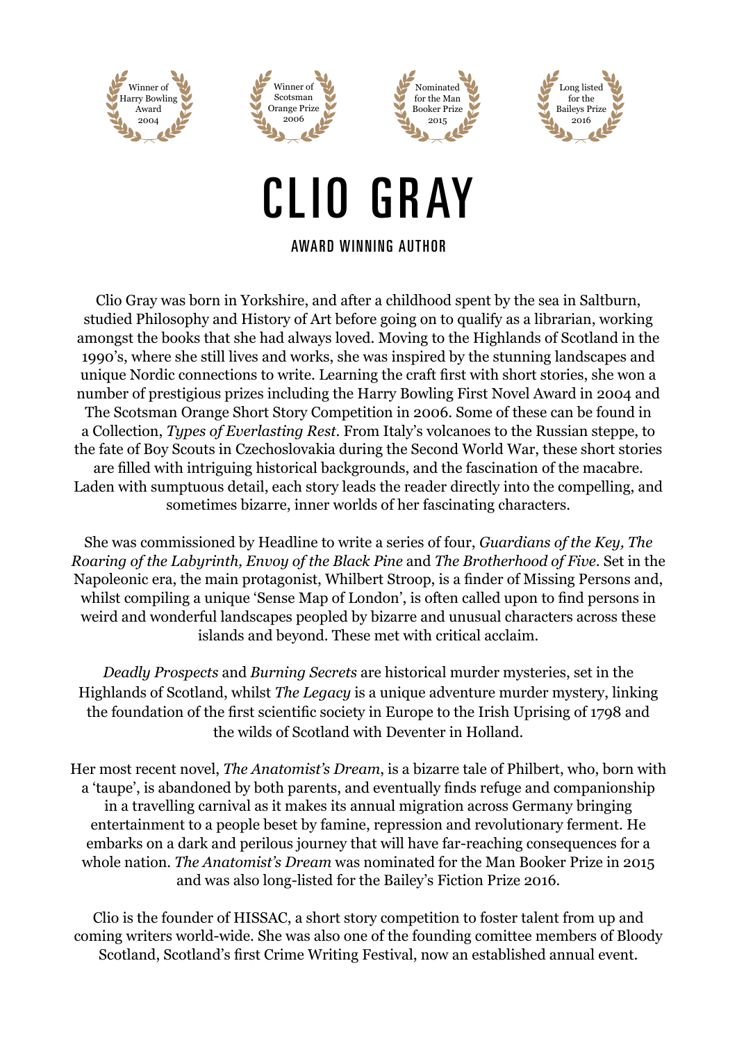Winner of Harry Bowling Award 2004

Winner of Scotsman Orange Prize 2006

Nominated for the Man Booker Prize 2015

Long listed for the Baileys Prize 2016

# CLIO GRAY

## AWARD WINNING AUTHOR

Clio Gray was born in Yorkshire, and after a childhood spent by the sea in Saltburn, studied Philosophy and History of Art before going on to qualify as a librarian, working amongst the books that she had always loved. Moving to the Highlands of Scotland in the 1990's, where she still lives and works, she was inspired by the stunning landscapes and unique Nordic connections to write. Learning the craft first with short stories, she won a number of prestigious prizes including the Harry Bowling First Novel Award in 2004 and The Scotsman Orange Short Story Competition in 2006. Some of these can be found in a Collection, *Types of Everlasting Rest*. From Italy's volcanoes to the Russian steppe, to the fate of Boy Scouts in Czechoslovakia during the Second World War, these short stories are filled with intriguing historical backgrounds, and the fascination of the macabre. Laden with sumptuous detail, each story leads the reader directly into the compelling, and sometimes bizarre, inner worlds of her fascinating characters.

She was commissioned by Headline to write a series of four, *Guardians of the Key, The Roaring of the Labyrinth, Envoy of the Black Pine* and *The Brotherhood of Five*. Set in the Napoleonic era, the main protagonist, Whilbert Stroop, is a finder of Missing Persons and, whilst compiling a unique 'Sense Map of London', is often called upon to find persons in weird and wonderful landscapes peopled by bizarre and unusual characters across these islands and beyond. These met with critical acclaim.

*Deadly Prospects* and *Burning Secrets* are historical murder mysteries, set in the Highlands of Scotland, whilst *The Legacy* is a unique adventure murder mystery, linking the foundation of the first scientific society in Europe to the Irish Uprising of 1798 and the wilds of Scotland with Deventer in Holland.

Her most recent novel, *The Anatomist's Dream*, is a bizarre tale of Philbert, who, born with a 'taupe', is abandoned by both parents, and eventually finds refuge and companionship in a travelling carnival as it makes its annual migration across Germany bringing entertainment to a people beset by famine, repression and revolutionary ferment. He embarks on a dark and perilous journey that will have far-reaching consequences for a whole nation. *The Anatomist's Dream* was nominated for the Man Booker Prize in 2015 and was also long-listed for the Bailey's Fiction Prize 2016.

Clio is the founder of HISSAC, a short story competition to foster talent from up and coming writers world-wide. She was also one of the founding comittee members of Bloody Scotland, Scotland's first Crime Writing Festival, now an established annual event.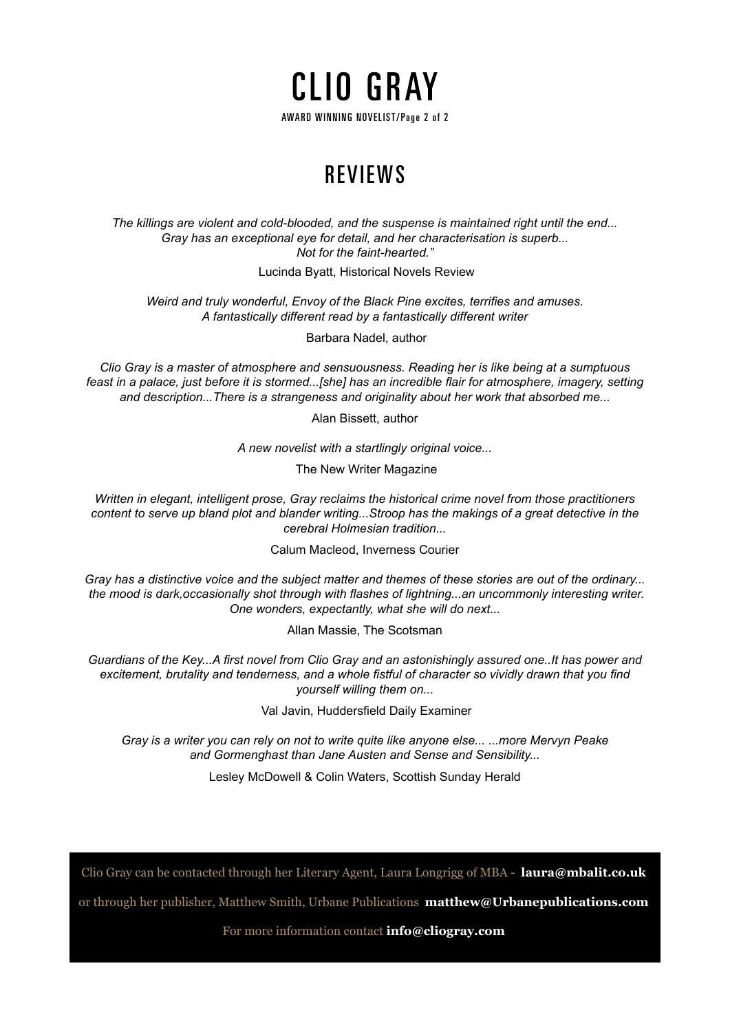# CLIO GRAY

AWARD WINNING NOVELIST

## REVIEWS

*The killings are violent and cold-blooded, and the suspense is maintained right until the end... Gray has an exceptional eye for detail, and her characterisation is superb... Not for the faint-hearted."*

Lucinda Byatt, Historical Novels Review

*Weird and truly wonderful, Envoy of the Black Pine excites, terrifies and amuses. A fantastically different read by a fantastically different writer*

Barbara Nadel, author

*Clio Gray is a master of atmosphere and sensuousness. Reading her is like being at a sumptuous feast in a palace, just before it is stormed...[she] has an incredible flair for atmosphere, imagery, setting and description...There is a strangeness and originality about her work that absorbed me...*

Alan Bissett, author

*A new novelist with a startlingly original voice...*

The New Writer Magazine

*Written in elegant, intelligent prose, Gray reclaims the historical crime novel from those practitioners content to serve up bland plot and blander writing...Stroop has the makings of a great detective in the cerebral Holmesian tradition...*

Calum Macleod, Inverness Courier

*Gray has a distinctive voice and the subject matter and themes of these stories are out of the ordinary... the mood is dark,occasionally shot through with flashes of lightning...an uncommonly interesting writer. One wonders, expectantly, what she will do next...*

Allan Massie, The Scotsman

*Guardians of the Key...A first novel from Clio Gray and an astonishingly assured one..It has power and excitement, brutality and tenderness, and a whole fistful of character so vividly drawn that you find yourself willing them on...*

Val Javin, Huddersfield Daily Examiner

*Gray is a writer you can rely on not to write quite like anyone else... ...more Mervyn Peake and Gormenghast than Jane Austen and Sense and Sensibility...*

Lesley McDowell & Colin Waters, Scottish Sunday Herald

Clio Gray can be contacted through her Literary Agent, Laura Longrigg of MBA - **laura@mbalit.co.uk**

or through her publisher, Matthew Smith, Urbane Publications **matthew@Urbanepublications.com**

For more information contact **info@cliogray.com**